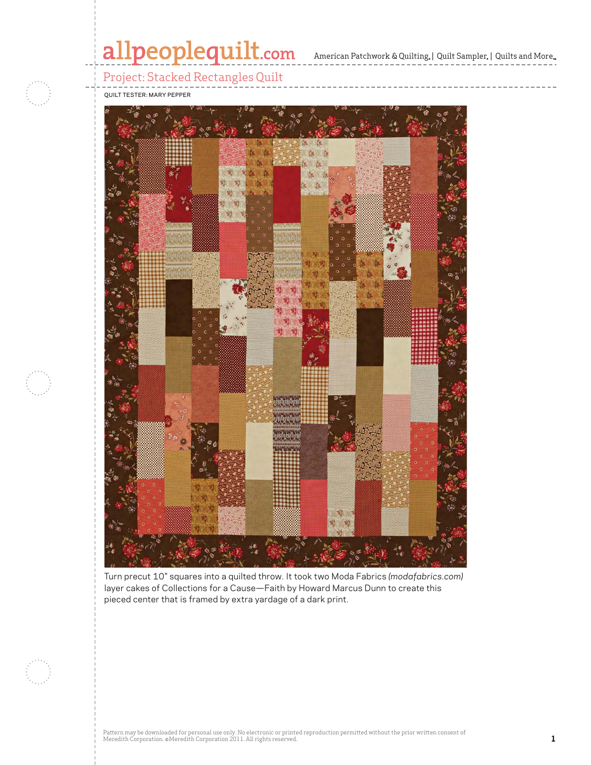# Project: Stacked Rectangles Quilt

QUILT TESTER: MARY PEPPER

Turn precut 10" squares into a quilted throw. It took two Moda Fabrics *(modafabrics.com)* layer cakes of Collections for a Cause—Faith by Howard Marcus Dunn to create this pieced center that is framed by extra yardage of a dark print.

Pattern may be downloaded for personal use only. No electronic or printed reproduction permitted without the prior written consent of Meredith Corporation. ©Meredith Corporation 2011. All rights reserved.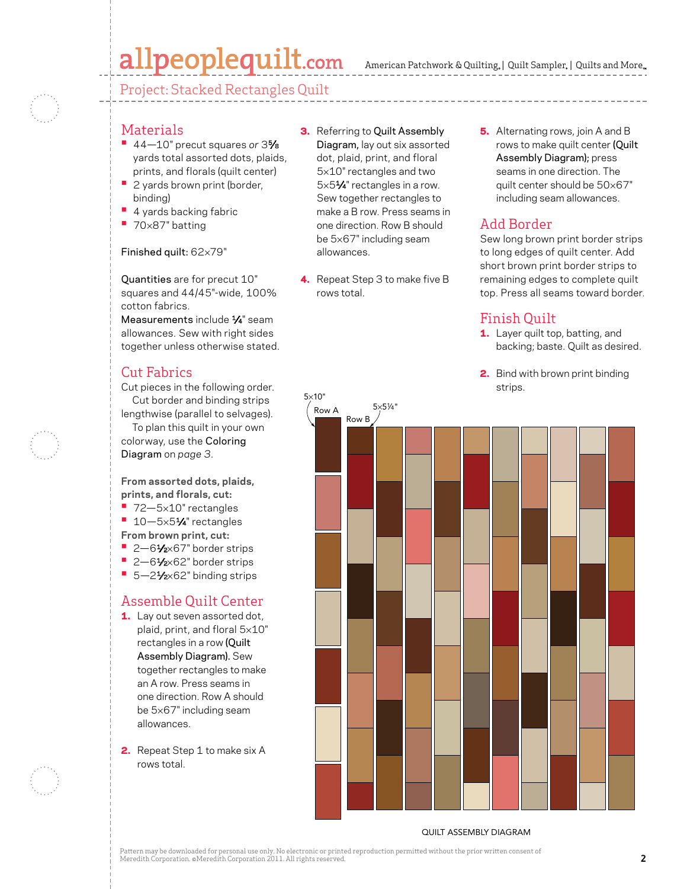## Project: Stacked Rectangles Quilt

## Materials

- 44—10" precut squares *or* 3⅝ yards total assorted dots, plaids, prints, and florals (quilt center)
- 2 yards brown print (border, binding)
- 4 yards backing fabric
- 70×87" batting

**Finished quilt:** 62×79"

**Quantities** are for precut 10" squares and 44/45"-wide, 100% cotton fabrics.
**Measurements** include ¼" seam allowances. Sew with right sides together unless otherwise stated.

## Cut Fabrics

Cut pieces in the following order.
Cut border and binding strips lengthwise (parallel to selvages).
To plan this quilt in your own colorway, use the **Coloring Diagram** on *page 3.*

**From assorted dots, plaids, prints, and florals, cut:**

- 72—5×10" rectangles
- 10—5×5¼" rectangles

**From brown print, cut:**

- 2—6½×67" border strips
- 2—6½×62" border strips
- 5—2½×62" binding strips

## Assemble Quilt Center

1. Lay out seven assorted dot, plaid, print, and floral 5×10" rectangles in a row **(Quilt Assembly Diagram).** Sew together rectangles to make an A row. Press seams in one direction. Row A should be 5×67" including seam allowances.
2. Repeat Step 1 to make six A rows total.
3. Referring to **Quilt Assembly Diagram,** lay out six assorted dot, plaid, print, and floral 5×10" rectangles and two 5×5¼" rectangles in a row. Sew together rectangles to make a B row. Press seams in one direction. Row B should be 5×67" including seam allowances.
4. Repeat Step 3 to make five B rows total.
5. Alternating rows, join A and B rows to make quilt center **(Quilt Assembly Diagram);** press seams in one direction. The quilt center should be 50×67" including seam allowances.

## Add Border

Sew long brown print border strips to long edges of quilt center. Add short brown print border strips to remaining edges to complete quilt top. Press all seams toward border.

## Finish Quilt

1. Layer quilt top, batting, and backing; baste. Quilt as desired.
2. Bind with brown print binding strips.

5×10"
Row A
5×5¼"
Row B

QUILT ASSEMBLY DIAGRAM

Pattern may be downloaded for personal use only. No electronic or printed reproduction permitted without the prior written consent of Meredith Corporation. ©Meredith Corporation 2011. All rights reserved.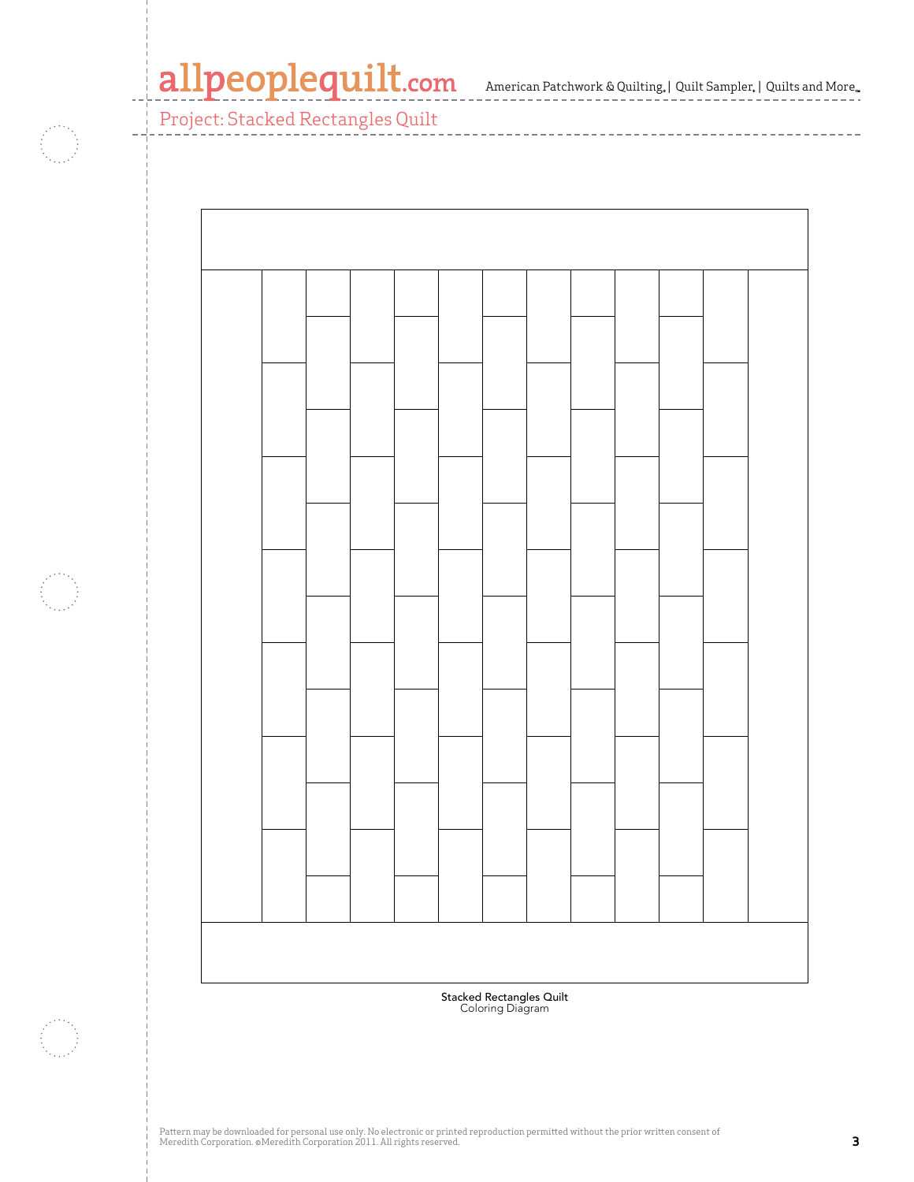Project: Stacked Rectangles Quilt

Stacked Rectangles Quilt
Coloring Diagram

Pattern may be downloaded for personal use only. No electronic or printed reproduction permitted without the prior written consent of Meredith Corporation. ©Meredith Corporation 2011. All rights reserved.